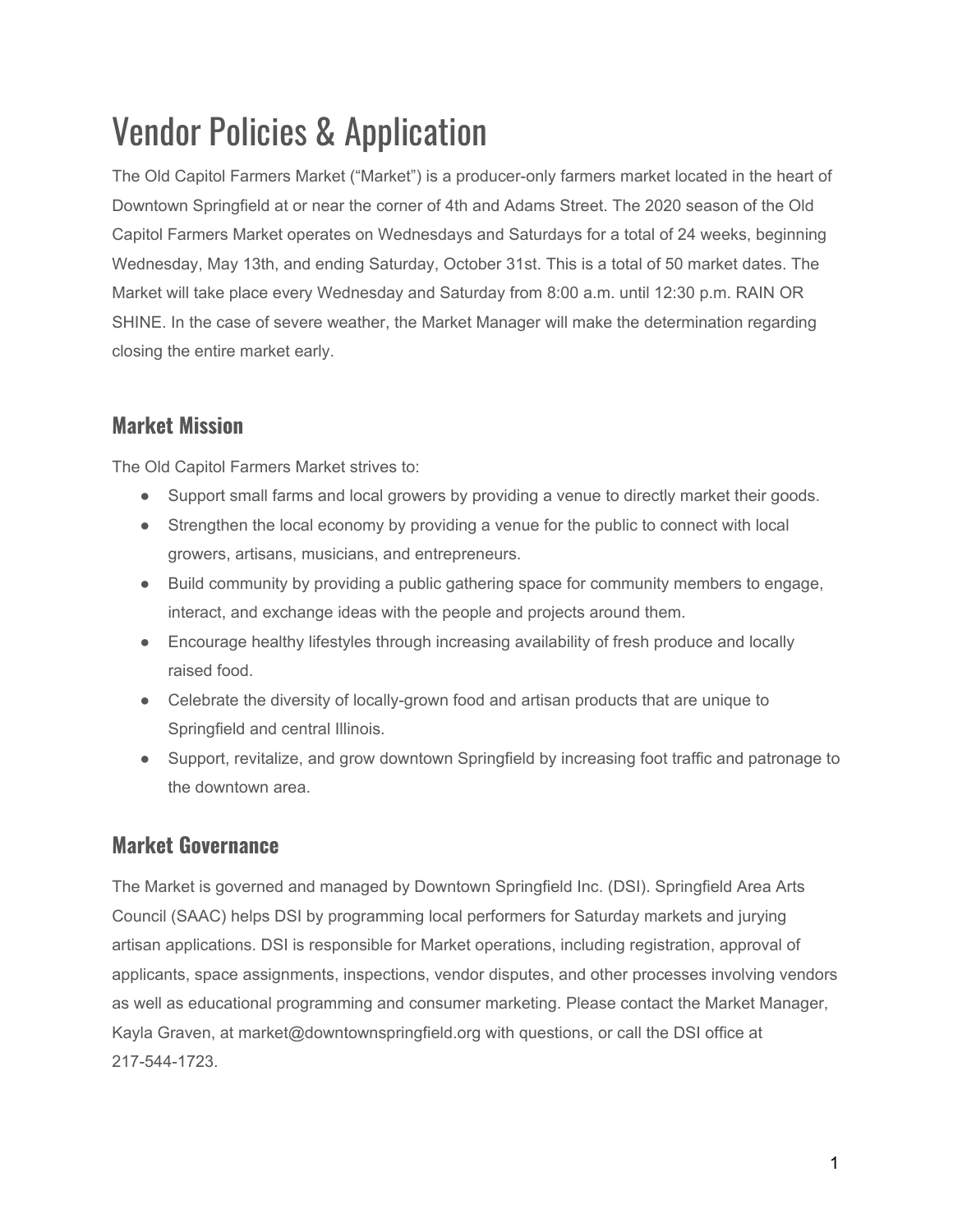# Vendor Policies & Application

The Old Capitol Farmers Market ("Market") is a producer-only farmers market located in the heart of Downtown Springfield at or near the corner of 4th and Adams Street. The 2020 season of the Old Capitol Farmers Market operates on Wednesdays and Saturdays for a total of 24 weeks, beginning Wednesday, May 13th, and ending Saturday, October 31st. This is a total of 50 market dates. The Market will take place every Wednesday and Saturday from 8:00 a.m. until 12:30 p.m. RAIN OR SHINE. In the case of severe weather, the Market Manager will make the determination regarding closing the entire market early.

## Market Mission

The Old Capitol Farmers Market strives to:

- Support small farms and local growers by providing a venue to directly market their goods.
- Strengthen the local economy by providing a venue for the public to connect with local growers, artisans, musicians, and entrepreneurs.
- Build community by providing a public gathering space for community members to engage, interact, and exchange ideas with the people and projects around them.
- Encourage healthy lifestyles through increasing availability of fresh produce and locally raised food.
- Celebrate the diversity of locally-grown food and artisan products that are unique to Springfield and central Illinois.
- Support, revitalize, and grow downtown Springfield by increasing foot traffic and patronage to the downtown area.

## Market Governance

The Market is governed and managed by Downtown Springfield Inc. (DSI). Springfield Area Arts Council (SAAC) helps DSI by programming local performers for Saturday markets and jurying artisan applications. DSI is responsible for Market operations, including registration, approval of applicants, space assignments, inspections, vendor disputes, and other processes involving vendors as well as educational programming and consumer marketing. Please contact the Market Manager, Kayla Graven, at market@downtownspringfield.org with questions, or call the DSI office at 217-544-1723.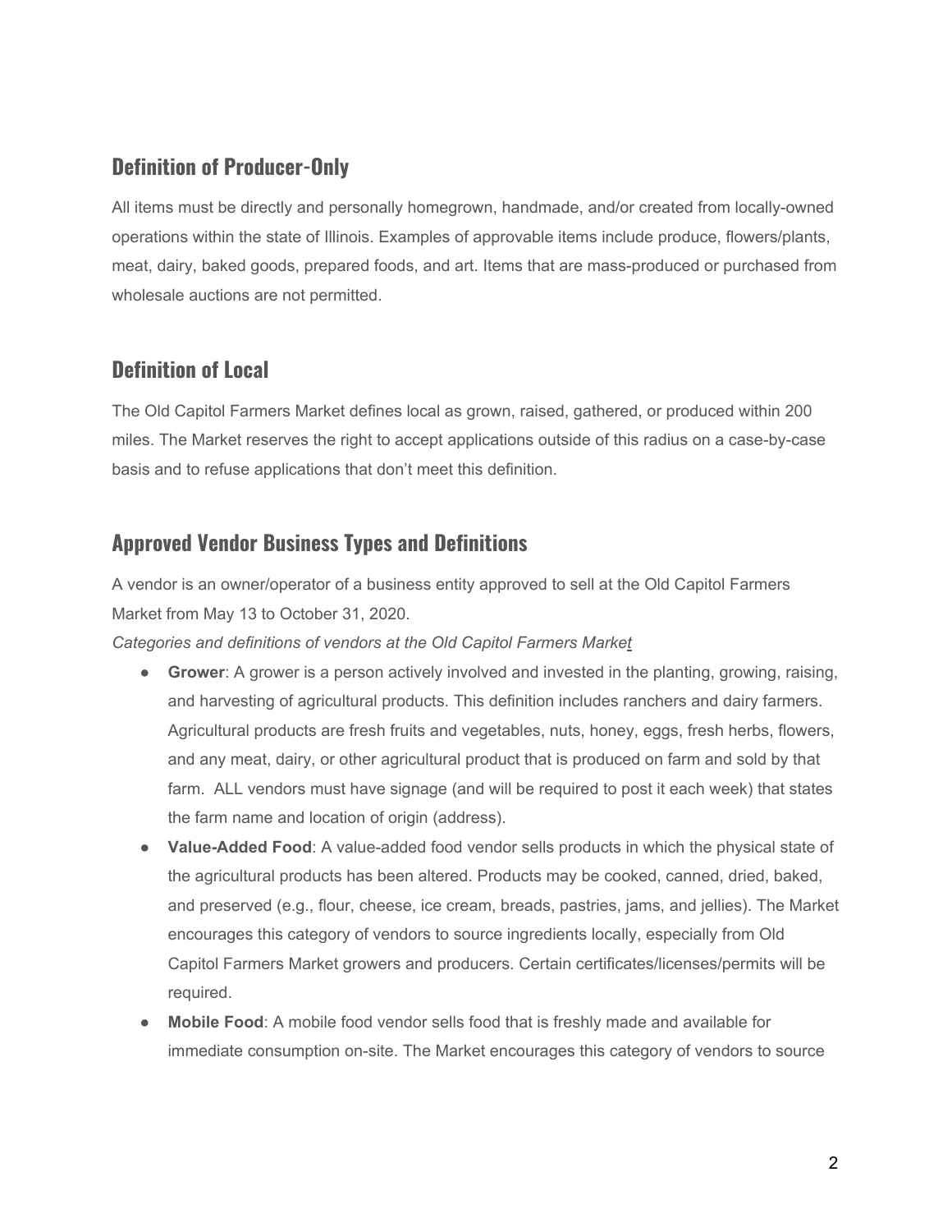## Definition of Producer-Only

All items must be directly and personally homegrown, handmade, and/or created from locally-owned operations within the state of Illinois. Examples of approvable items include produce, flowers/plants, meat, dairy, baked goods, prepared foods, and art. Items that are mass-produced or purchased from wholesale auctions are not permitted.

## Definition of Local

The Old Capitol Farmers Market defines local as grown, raised, gathered, or produced within 200 miles. The Market reserves the right to accept applications outside of this radius on a case-by-case basis and to refuse applications that don't meet this definition.

## Approved Vendor Business Types and Definitions

A vendor is an owner/operator of a business entity approved to sell at the Old Capitol Farmers Market from May 13 to October 31, 2020.

*Categories and definitions of vendors at the Old Capitol Farmers Market*

- **Grower**: A grower is a person actively involved and invested in the planting, growing, raising, and harvesting of agricultural products. This definition includes ranchers and dairy farmers. Agricultural products are fresh fruits and vegetables, nuts, honey, eggs, fresh herbs, flowers, and any meat, dairy, or other agricultural product that is produced on farm and sold by that farm. ALL vendors must have signage (and will be required to post it each week) that states the farm name and location of origin (address).
- **Value-Added Food**: A value-added food vendor sells products in which the physical state of the agricultural products has been altered. Products may be cooked, canned, dried, baked, and preserved (e.g., flour, cheese, ice cream, breads, pastries, jams, and jellies). The Market encourages this category of vendors to source ingredients locally, especially from Old Capitol Farmers Market growers and producers. Certain certificates/licenses/permits will be required.
- **Mobile Food**: A mobile food vendor sells food that is freshly made and available for immediate consumption on-site. The Market encourages this category of vendors to source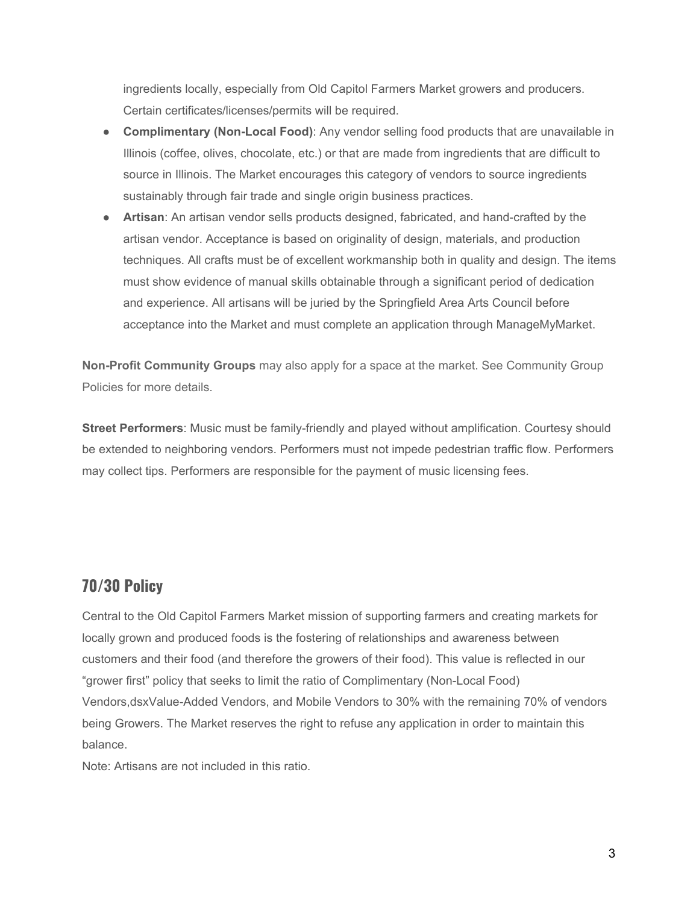ingredients locally, especially from Old Capitol Farmers Market growers and producers. Certain certificates/licenses/permits will be required.

- **Complimentary (Non-Local Food)**: Any vendor selling food products that are unavailable in Illinois (coffee, olives, chocolate, etc.) or that are made from ingredients that are difficult to source in Illinois. The Market encourages this category of vendors to source ingredients sustainably through fair trade and single origin business practices.
- **Artisan**: An artisan vendor sells products designed, fabricated, and hand-crafted by the artisan vendor. Acceptance is based on originality of design, materials, and production techniques. All crafts must be of excellent workmanship both in quality and design. The items must show evidence of manual skills obtainable through a significant period of dedication and experience. All artisans will be juried by the Springfield Area Arts Council before acceptance into the Market and must complete an application through ManageMyMarket.

**Non-Profit Community Groups** may also apply for a space at the market. See Community Group Policies for more details.

**Street Performers**: Music must be family-friendly and played without amplification. Courtesy should be extended to neighboring vendors. Performers must not impede pedestrian traffic flow. Performers may collect tips. Performers are responsible for the payment of music licensing fees.

## 70/30 Policy

Central to the Old Capitol Farmers Market mission of supporting farmers and creating markets for locally grown and produced foods is the fostering of relationships and awareness between customers and their food (and therefore the growers of their food). This value is reflected in our "grower first" policy that seeks to limit the ratio of Complimentary (Non-Local Food) Vendors,dsxValue-Added Vendors, and Mobile Vendors to 30% with the remaining 70% of vendors being Growers. The Market reserves the right to refuse any application in order to maintain this balance.

Note: Artisans are not included in this ratio.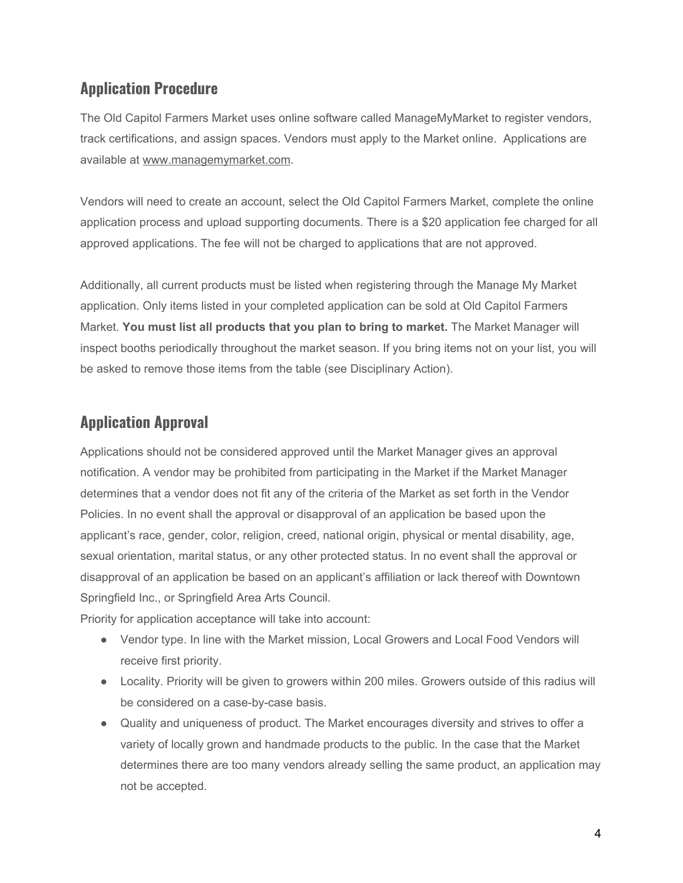## Application Procedure

The Old Capitol Farmers Market uses online software called ManageMyMarket to register vendors, track certifications, and assign spaces. Vendors must apply to the Market online. Applications are available at www.managemymarket.com.

Vendors will need to create an account, select the Old Capitol Farmers Market, complete the online application process and upload supporting documents. There is a $20 application fee charged for all approved applications. The fee will not be charged to applications that are not approved.

Additionally, all current products must be listed when registering through the Manage My Market application. Only items listed in your completed application can be sold at Old Capitol Farmers Market. **You must list all products that you plan to bring to market.** The Market Manager will inspect booths periodically throughout the market season. If you bring items not on your list, you will be asked to remove those items from the table (see Disciplinary Action).

## Application Approval

Applications should not be considered approved until the Market Manager gives an approval notification. A vendor may be prohibited from participating in the Market if the Market Manager determines that a vendor does not fit any of the criteria of the Market as set forth in the Vendor Policies. In no event shall the approval or disapproval of an application be based upon the applicant's race, gender, color, religion, creed, national origin, physical or mental disability, age, sexual orientation, marital status, or any other protected status. In no event shall the approval or disapproval of an application be based on an applicant's affiliation or lack thereof with Downtown Springfield Inc., or Springfield Area Arts Council.

Priority for application acceptance will take into account:

- Vendor type. In line with the Market mission, Local Growers and Local Food Vendors will receive first priority.
- Locality. Priority will be given to growers within 200 miles. Growers outside of this radius will be considered on a case-by-case basis.
- Quality and uniqueness of product. The Market encourages diversity and strives to offer a variety of locally grown and handmade products to the public. In the case that the Market determines there are too many vendors already selling the same product, an application may not be accepted.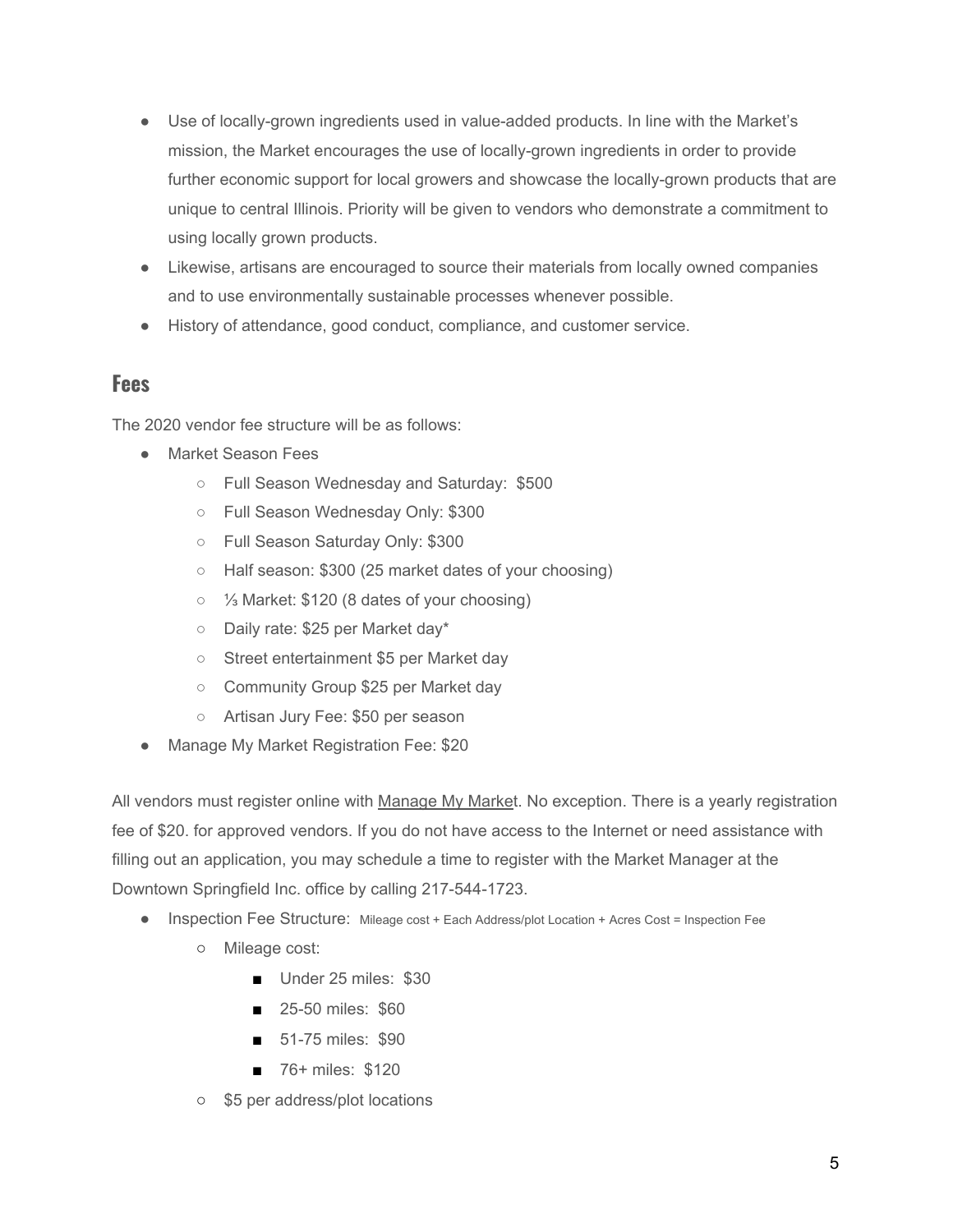- Use of locally-grown ingredients used in value-added products. In line with the Market's mission, the Market encourages the use of locally-grown ingredients in order to provide further economic support for local growers and showcase the locally-grown products that are unique to central Illinois. Priority will be given to vendors who demonstrate a commitment to using locally grown products.
- Likewise, artisans are encouraged to source their materials from locally owned companies and to use environmentally sustainable processes whenever possible.
- History of attendance, good conduct, compliance, and customer service.

## Fees

The 2020 vendor fee structure will be as follows:

- Market Season Fees
    - Full Season Wednesday and Saturday: $500
    - Full Season Wednesday Only: $300
    - Full Season Saturday Only: $300
    - Half season: $300 (25 market dates of your choosing)
    - ⅓ Market: $120 (8 dates of your choosing)
    - Daily rate: $25 per Market day*
    - Street entertainment $5 per Market day
    - Community Group $25 per Market day
    - Artisan Jury Fee: $50 per season
- Manage My Market Registration Fee: $20

All vendors must register online with Manage My Market. No exception. There is a yearly registration fee of $20. for approved vendors. If you do not have access to the Internet or need assistance with filling out an application, you may schedule a time to register with the Market Manager at the Downtown Springfield Inc. office by calling 217-544-1723.

- Inspection Fee Structure: Mileage cost + Each Address/plot Location + Acres Cost = Inspection Fee
    - Mileage cost:
        - Under 25 miles: $30
        - 25-50 miles: $60
        - 51-75 miles: $90
        - 76+ miles: $120
    - $5 per address/plot locations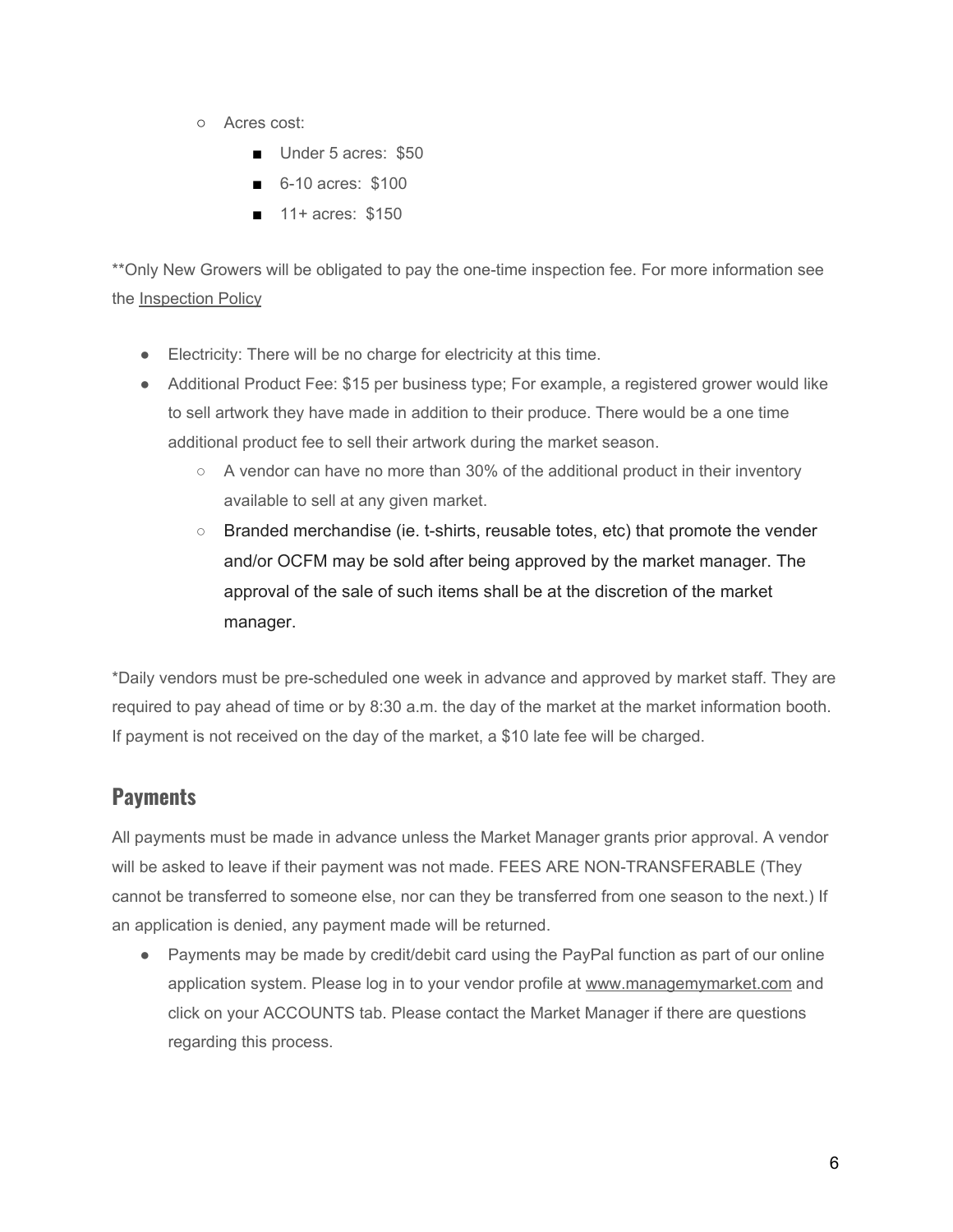- Acres cost:
        - Under 5 acres: $50
        - 6-10 acres: $100
        - 11+ acres: $150

**Only New Growers will be obligated to pay the one-time inspection fee. For more information see the Inspection Policy

- Electricity: There will be no charge for electricity at this time.
- Additional Product Fee: $15 per business type; For example, a registered grower would like to sell artwork they have made in addition to their produce. There would be a one time additional product fee to sell their artwork during the market season.
    - A vendor can have no more than 30% of the additional product in their inventory available to sell at any given market.
    - Branded merchandise (ie. t-shirts, reusable totes, etc) that promote the vender and/or OCFM may be sold after being approved by the market manager. The approval of the sale of such items shall be at the discretion of the market manager.

*Daily vendors must be pre-scheduled one week in advance and approved by market staff. They are required to pay ahead of time or by 8:30 a.m. the day of the market at the market information booth. If payment is not received on the day of the market, a $10 late fee will be charged.

## Payments

All payments must be made in advance unless the Market Manager grants prior approval. A vendor will be asked to leave if their payment was not made. FEES ARE NON-TRANSFERABLE (They cannot be transferred to someone else, nor can they be transferred from one season to the next.) If an application is denied, any payment made will be returned.

- Payments may be made by credit/debit card using the PayPal function as part of our online application system. Please log in to your vendor profile at www.managemymarket.com and click on your ACCOUNTS tab. Please contact the Market Manager if there are questions regarding this process.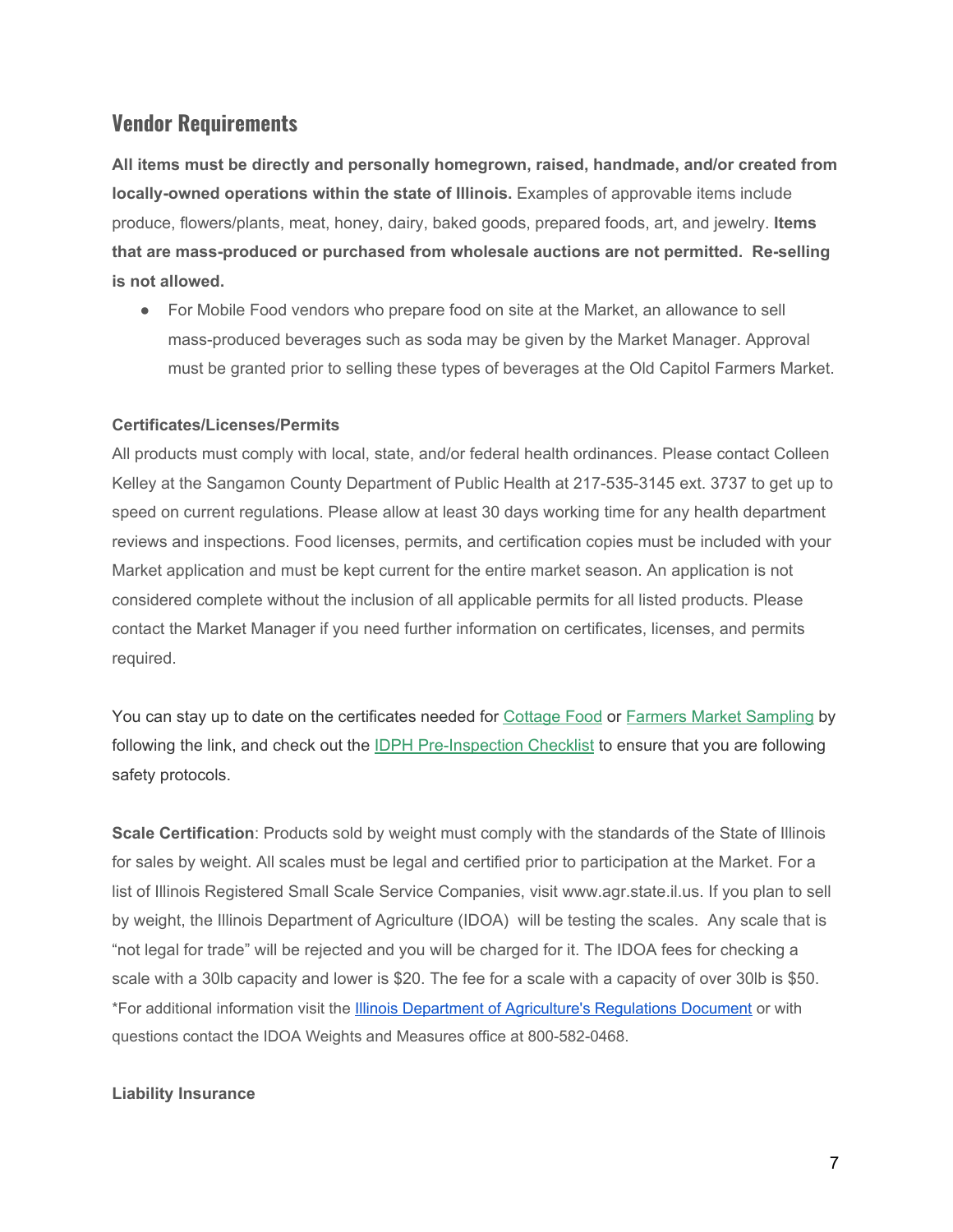## Vendor Requirements

**All items must be directly and personally homegrown, raised, handmade, and/or created from locally-owned operations within the state of Illinois.** Examples of approvable items include produce, flowers/plants, meat, honey, dairy, baked goods, prepared foods, art, and jewelry. **Items that are mass-produced or purchased from wholesale auctions are not permitted. Re-selling is not allowed.**

- For Mobile Food vendors who prepare food on site at the Market, an allowance to sell mass-produced beverages such as soda may be given by the Market Manager. Approval must be granted prior to selling these types of beverages at the Old Capitol Farmers Market.

**Certificates/Licenses/Permits**

All products must comply with local, state, and/or federal health ordinances. Please contact Colleen Kelley at the Sangamon County Department of Public Health at 217-535-3145 ext. 3737 to get up to speed on current regulations. Please allow at least 30 days working time for any health department reviews and inspections. Food licenses, permits, and certification copies must be included with your Market application and must be kept current for the entire market season. An application is not considered complete without the inclusion of all applicable permits for all listed products. Please contact the Market Manager if you need further information on certificates, licenses, and permits required.

You can stay up to date on the certificates needed for Cottage Food or Farmers Market Sampling by following the link, and check out the IDPH Pre-Inspection Checklist to ensure that you are following safety protocols.

**Scale Certification**: Products sold by weight must comply with the standards of the State of Illinois for sales by weight. All scales must be legal and certified prior to participation at the Market. For a list of Illinois Registered Small Scale Service Companies, visit www.agr.state.il.us. If you plan to sell by weight, the Illinois Department of Agriculture (IDOA) will be testing the scales. Any scale that is "not legal for trade" will be rejected and you will be charged for it. The IDOA fees for checking a scale with a 30lb capacity and lower is $20. The fee for a scale with a capacity of over 30lb is $50.
*For additional information visit the Illinois Department of Agriculture's Regulations Document or with questions contact the IDOA Weights and Measures office at 800-582-0468.

**Liability Insurance**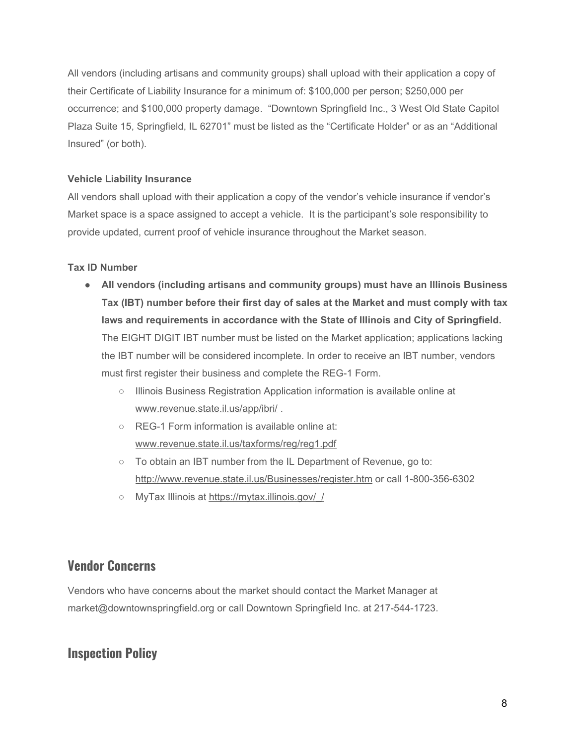All vendors (including artisans and community groups) shall upload with their application a copy of their Certificate of Liability Insurance for a minimum of: $100,000 per person; $250,000 per occurrence; and $100,000 property damage. "Downtown Springfield Inc., 3 West Old State Capitol Plaza Suite 15, Springfield, IL 62701" must be listed as the "Certificate Holder" or as an "Additional Insured" (or both).

**Vehicle Liability Insurance**

All vendors shall upload with their application a copy of the vendor's vehicle insurance if vendor's Market space is a space assigned to accept a vehicle. It is the participant's sole responsibility to provide updated, current proof of vehicle insurance throughout the Market season.

**Tax ID Number**

- **All vendors (including artisans and community groups) must have an Illinois Business Tax (IBT) number before their first day of sales at the Market and must comply with tax laws and requirements in accordance with the State of Illinois and City of Springfield.** The EIGHT DIGIT IBT number must be listed on the Market application; applications lacking the IBT number will be considered incomplete. In order to receive an IBT number, vendors must first register their business and complete the REG-1 Form.
    - Illinois Business Registration Application information is available online at www.revenue.state.il.us/app/ibri/ .
    - REG-1 Form information is available online at: www.revenue.state.il.us/taxforms/reg/reg1.pdf
    - To obtain an IBT number from the IL Department of Revenue, go to: http://www.revenue.state.il.us/Businesses/register.htm or call 1-800-356-6302
    - MyTax Illinois at https://mytax.illinois.gov/_/

## Vendor Concerns

Vendors who have concerns about the market should contact the Market Manager at market@downtownspringfield.org or call Downtown Springfield Inc. at 217-544-1723.

## Inspection Policy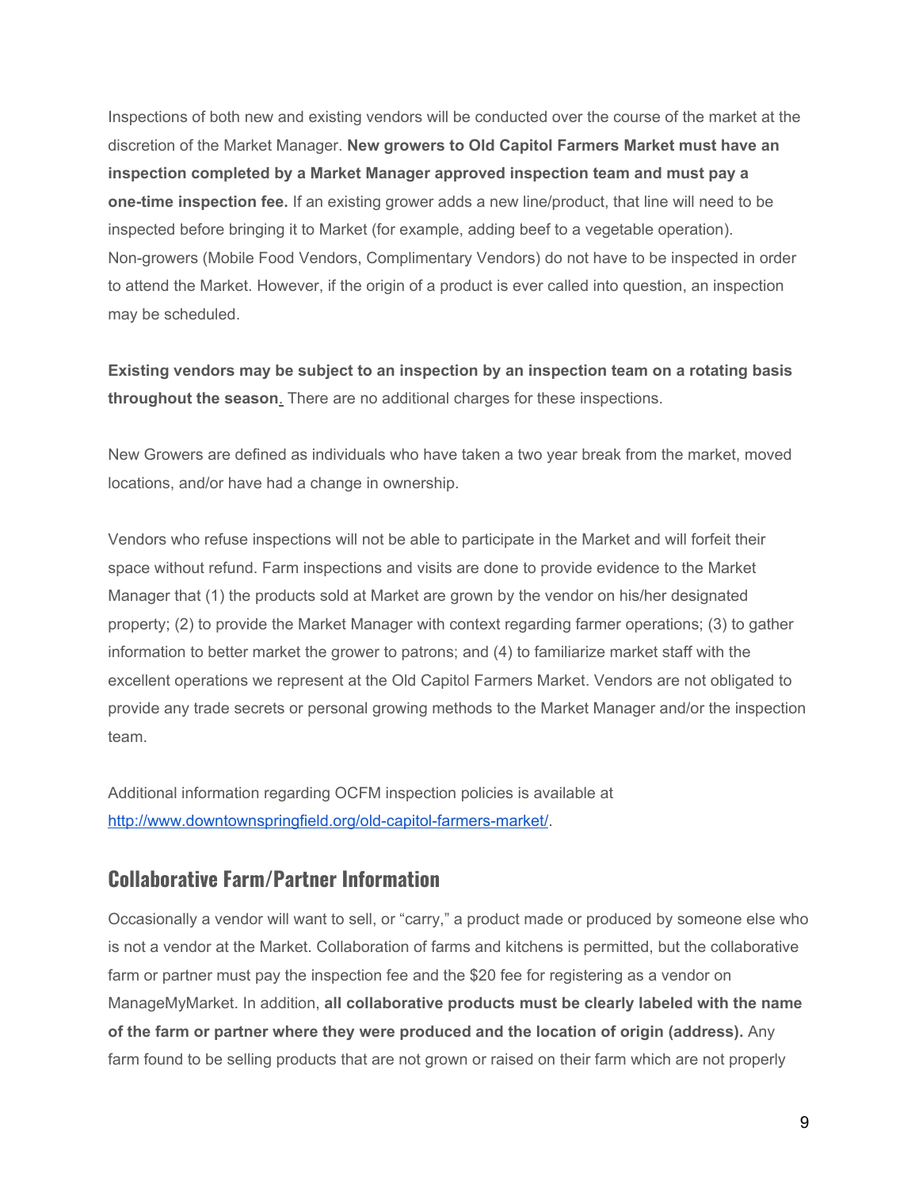Inspections of both new and existing vendors will be conducted over the course of the market at the discretion of the Market Manager. **New growers to Old Capitol Farmers Market must have an inspection completed by a Market Manager approved inspection team and must pay a one-time inspection fee.** If an existing grower adds a new line/product, that line will need to be inspected before bringing it to Market (for example, adding beef to a vegetable operation). Non-growers (Mobile Food Vendors, Complimentary Vendors) do not have to be inspected in order to attend the Market. However, if the origin of a product is ever called into question, an inspection may be scheduled.

**Existing vendors may be subject to an inspection by an inspection team on a rotating basis throughout the season**. There are no additional charges for these inspections.

New Growers are defined as individuals who have taken a two year break from the market, moved locations, and/or have had a change in ownership.

Vendors who refuse inspections will not be able to participate in the Market and will forfeit their space without refund. Farm inspections and visits are done to provide evidence to the Market Manager that (1) the products sold at Market are grown by the vendor on his/her designated property; (2) to provide the Market Manager with context regarding farmer operations; (3) to gather information to better market the grower to patrons; and (4) to familiarize market staff with the excellent operations we represent at the Old Capitol Farmers Market. Vendors are not obligated to provide any trade secrets or personal growing methods to the Market Manager and/or the inspection team.

Additional information regarding OCFM inspection policies is available at [http://www.downtownspringfield.org/old-capitol-farmers-market/](http://www.downtownspringfield.org/old-capitol-farmers-market/).

## Collaborative Farm/Partner Information

Occasionally a vendor will want to sell, or "carry," a product made or produced by someone else who is not a vendor at the Market. Collaboration of farms and kitchens is permitted, but the collaborative farm or partner must pay the inspection fee and the $20 fee for registering as a vendor on ManageMyMarket. In addition, **all collaborative products must be clearly labeled with the name of the farm or partner where they were produced and the location of origin (address).** Any farm found to be selling products that are not grown or raised on their farm which are not properly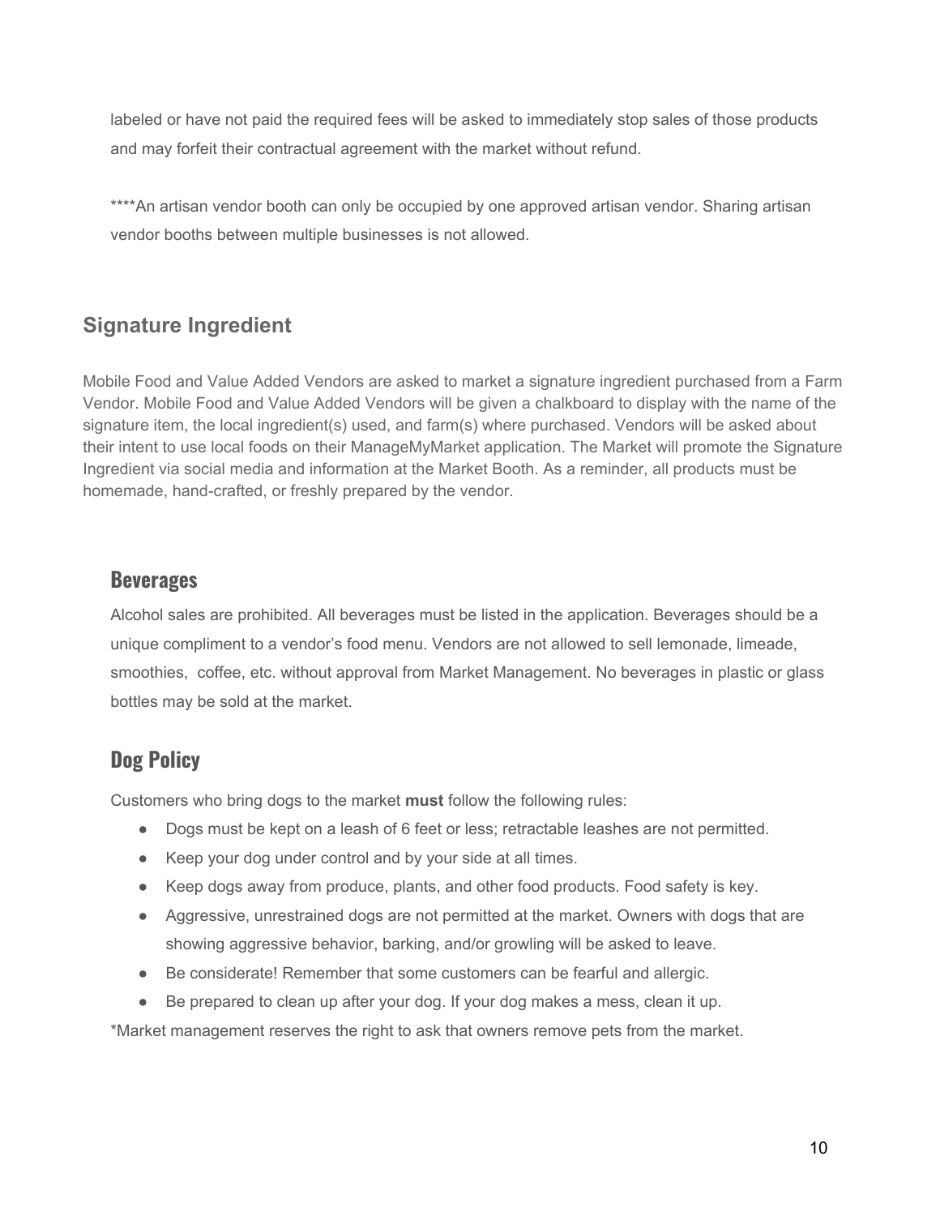labeled or have not paid the required fees will be asked to immediately stop sales of those products and may forfeit their contractual agreement with the market without refund.

****An artisan vendor booth can only be occupied by one approved artisan vendor. Sharing artisan vendor booths between multiple businesses is not allowed.

## Signature Ingredient

Mobile Food and Value Added Vendors are asked to market a signature ingredient purchased from a Farm Vendor. Mobile Food and Value Added Vendors will be given a chalkboard to display with the name of the signature item, the local ingredient(s) used, and farm(s) where purchased. Vendors will be asked about their intent to use local foods on their ManageMyMarket application. The Market will promote the Signature Ingredient via social media and information at the Market Booth. As a reminder, all products must be homemade, hand-crafted, or freshly prepared by the vendor.

### Beverages

Alcohol sales are prohibited. All beverages must be listed in the application. Beverages should be a unique compliment to a vendor's food menu. Vendors are not allowed to sell lemonade, limeade, smoothies, coffee, etc. without approval from Market Management. No beverages in plastic or glass bottles may be sold at the market.

### Dog Policy

Customers who bring dogs to the market **must** follow the following rules:

- Dogs must be kept on a leash of 6 feet or less; retractable leashes are not permitted.
- Keep your dog under control and by your side at all times.
- Keep dogs away from produce, plants, and other food products. Food safety is key.
- Aggressive, unrestrained dogs are not permitted at the market. Owners with dogs that are showing aggressive behavior, barking, and/or growling will be asked to leave.
- Be considerate! Remember that some customers can be fearful and allergic.
- Be prepared to clean up after your dog. If your dog makes a mess, clean it up.

*Market management reserves the right to ask that owners remove pets from the market.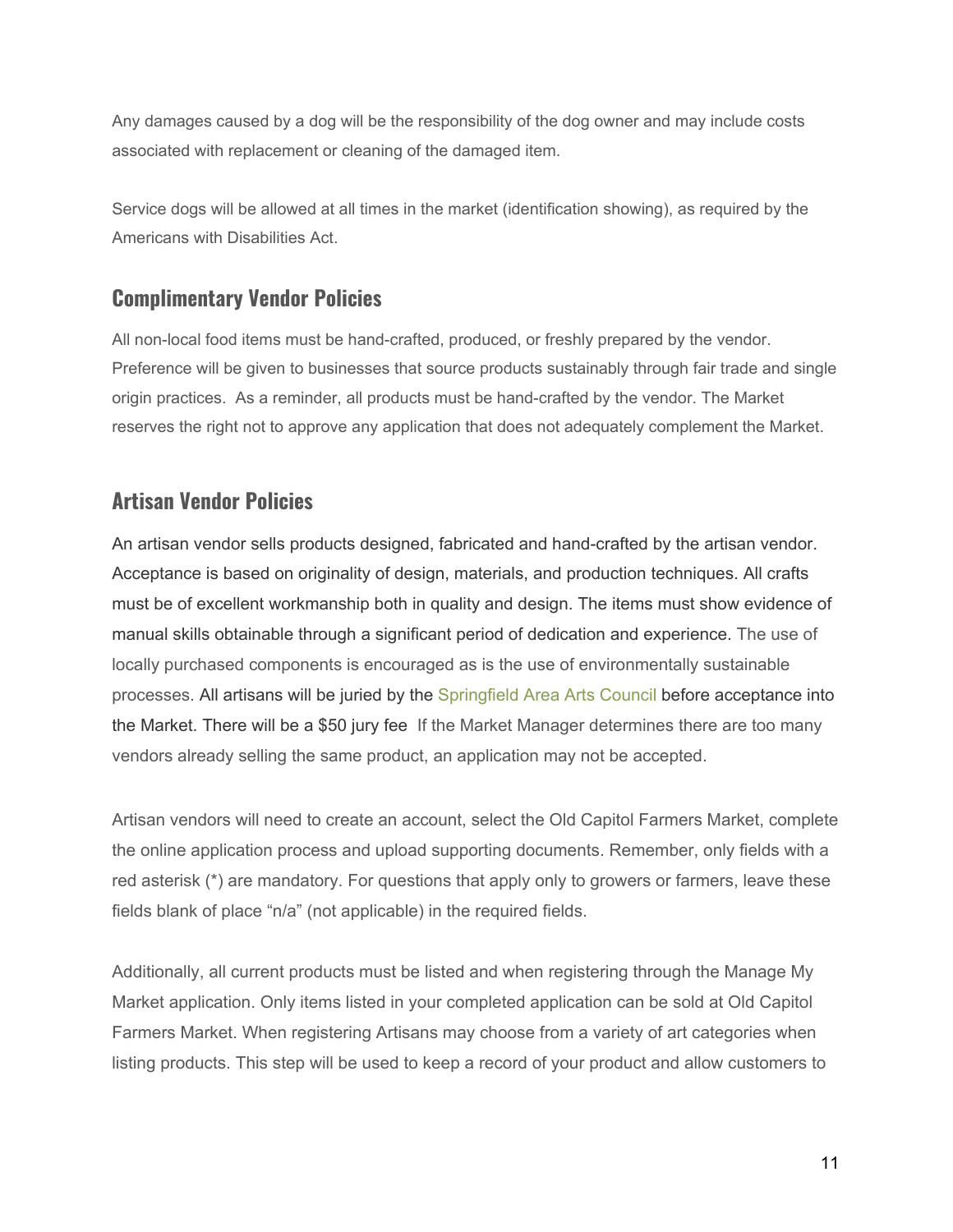Any damages caused by a dog will be the responsibility of the dog owner and may include costs associated with replacement or cleaning of the damaged item.

Service dogs will be allowed at all times in the market (identification showing), as required by the Americans with Disabilities Act.

## Complimentary Vendor Policies

All non-local food items must be hand-crafted, produced, or freshly prepared by the vendor. Preference will be given to businesses that source products sustainably through fair trade and single origin practices. As a reminder, all products must be hand-crafted by the vendor. The Market reserves the right not to approve any application that does not adequately complement the Market.

## Artisan Vendor Policies

An artisan vendor sells products designed, fabricated and hand-crafted by the artisan vendor. Acceptance is based on originality of design, materials, and production techniques. All crafts must be of excellent workmanship both in quality and design. The items must show evidence of manual skills obtainable through a significant period of dedication and experience. The use of locally purchased components is encouraged as is the use of environmentally sustainable processes. All artisans will be juried by the Springfield Area Arts Council before acceptance into the Market. There will be a $50 jury fee If the Market Manager determines there are too many vendors already selling the same product, an application may not be accepted.

Artisan vendors will need to create an account, select the Old Capitol Farmers Market, complete the online application process and upload supporting documents. Remember, only fields with a red asterisk (*) are mandatory. For questions that apply only to growers or farmers, leave these fields blank of place "n/a" (not applicable) in the required fields.

Additionally, all current products must be listed and when registering through the Manage My Market application. Only items listed in your completed application can be sold at Old Capitol Farmers Market. When registering Artisans may choose from a variety of art categories when listing products. This step will be used to keep a record of your product and allow customers to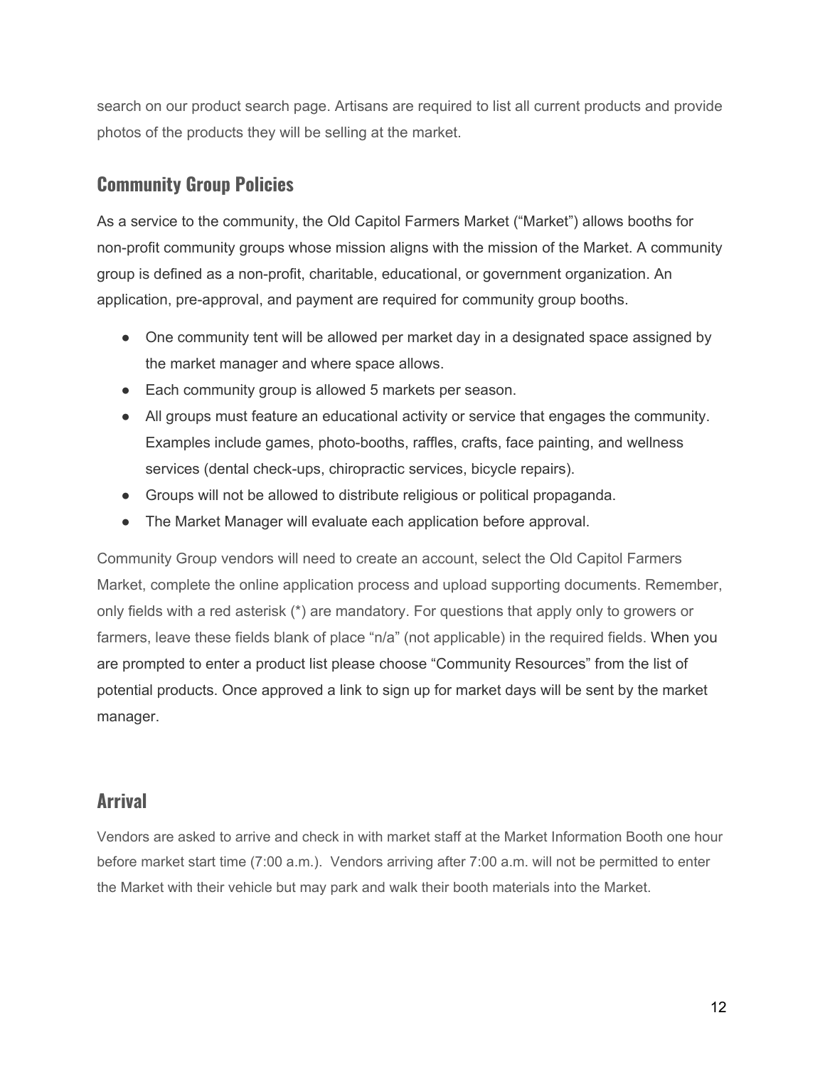search on our product search page. Artisans are required to list all current products and provide photos of the products they will be selling at the market.

## Community Group Policies

As a service to the community, the Old Capitol Farmers Market ("Market") allows booths for non-profit community groups whose mission aligns with the mission of the Market. A community group is defined as a non-profit, charitable, educational, or government organization. An application, pre-approval, and payment are required for community group booths.

- One community tent will be allowed per market day in a designated space assigned by the market manager and where space allows.
- Each community group is allowed 5 markets per season.
- All groups must feature an educational activity or service that engages the community. Examples include games, photo-booths, raffles, crafts, face painting, and wellness services (dental check-ups, chiropractic services, bicycle repairs).
- Groups will not be allowed to distribute religious or political propaganda.
- The Market Manager will evaluate each application before approval.

Community Group vendors will need to create an account, select the Old Capitol Farmers Market, complete the online application process and upload supporting documents. Remember, only fields with a red asterisk (*) are mandatory. For questions that apply only to growers or farmers, leave these fields blank of place "n/a" (not applicable) in the required fields. When you are prompted to enter a product list please choose "Community Resources" from the list of potential products. Once approved a link to sign up for market days will be sent by the market manager.

## Arrival

Vendors are asked to arrive and check in with market staff at the Market Information Booth one hour before market start time (7:00 a.m.). Vendors arriving after 7:00 a.m. will not be permitted to enter the Market with their vehicle but may park and walk their booth materials into the Market.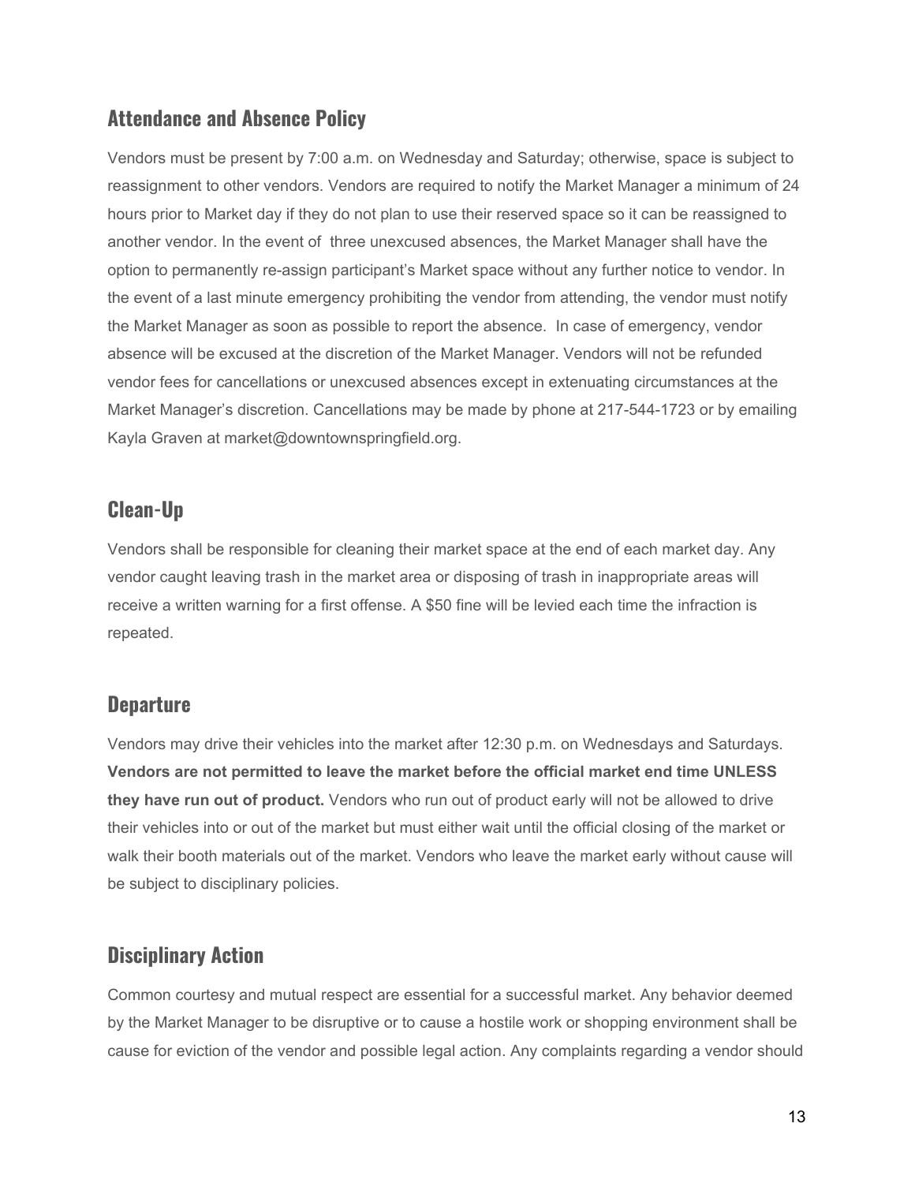## Attendance and Absence Policy

Vendors must be present by 7:00 a.m. on Wednesday and Saturday; otherwise, space is subject to reassignment to other vendors. Vendors are required to notify the Market Manager a minimum of 24 hours prior to Market day if they do not plan to use their reserved space so it can be reassigned to another vendor. In the event of three unexcused absences, the Market Manager shall have the option to permanently re-assign participant's Market space without any further notice to vendor. In the event of a last minute emergency prohibiting the vendor from attending, the vendor must notify the Market Manager as soon as possible to report the absence. In case of emergency, vendor absence will be excused at the discretion of the Market Manager. Vendors will not be refunded vendor fees for cancellations or unexcused absences except in extenuating circumstances at the Market Manager's discretion. Cancellations may be made by phone at 217-544-1723 or by emailing Kayla Graven at market@downtownspringfield.org.

## Clean-Up

Vendors shall be responsible for cleaning their market space at the end of each market day. Any vendor caught leaving trash in the market area or disposing of trash in inappropriate areas will receive a written warning for a first offense. A $50 fine will be levied each time the infraction is repeated.

## Departure

Vendors may drive their vehicles into the market after 12:30 p.m. on Wednesdays and Saturdays. **Vendors are not permitted to leave the market before the official market end time UNLESS they have run out of product.** Vendors who run out of product early will not be allowed to drive their vehicles into or out of the market but must either wait until the official closing of the market or walk their booth materials out of the market. Vendors who leave the market early without cause will be subject to disciplinary policies.

## Disciplinary Action

Common courtesy and mutual respect are essential for a successful market. Any behavior deemed by the Market Manager to be disruptive or to cause a hostile work or shopping environment shall be cause for eviction of the vendor and possible legal action. Any complaints regarding a vendor should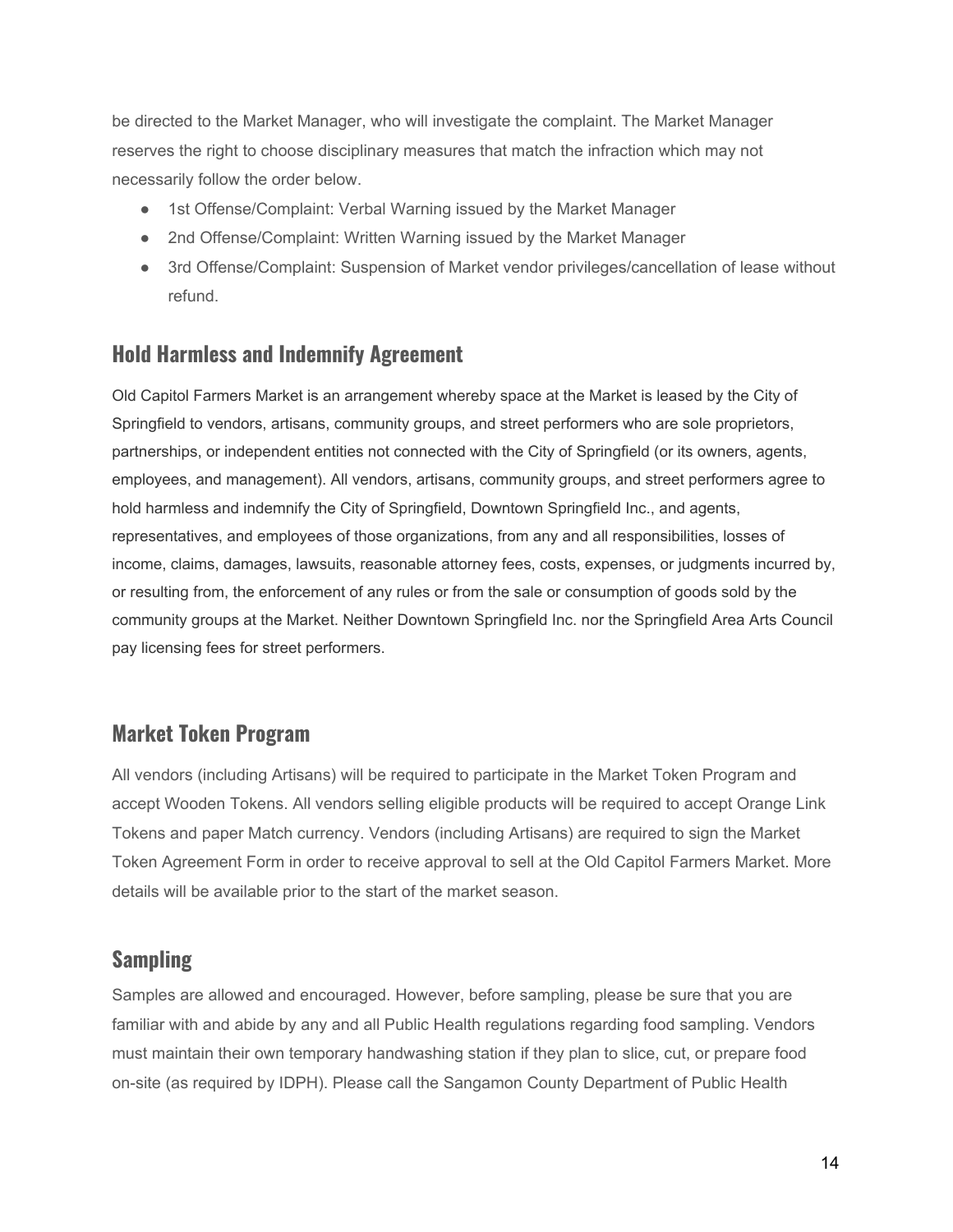be directed to the Market Manager, who will investigate the complaint. The Market Manager reserves the right to choose disciplinary measures that match the infraction which may not necessarily follow the order below.

- 1st Offense/Complaint: Verbal Warning issued by the Market Manager
- 2nd Offense/Complaint: Written Warning issued by the Market Manager
- 3rd Offense/Complaint: Suspension of Market vendor privileges/cancellation of lease without refund.

## Hold Harmless and Indemnify Agreement

Old Capitol Farmers Market is an arrangement whereby space at the Market is leased by the City of Springfield to vendors, artisans, community groups, and street performers who are sole proprietors, partnerships, or independent entities not connected with the City of Springfield (or its owners, agents, employees, and management). All vendors, artisans, community groups, and street performers agree to hold harmless and indemnify the City of Springfield, Downtown Springfield Inc., and agents, representatives, and employees of those organizations, from any and all responsibilities, losses of income, claims, damages, lawsuits, reasonable attorney fees, costs, expenses, or judgments incurred by, or resulting from, the enforcement of any rules or from the sale or consumption of goods sold by the community groups at the Market. Neither Downtown Springfield Inc. nor the Springfield Area Arts Council pay licensing fees for street performers.

## Market Token Program

All vendors (including Artisans) will be required to participate in the Market Token Program and accept Wooden Tokens. All vendors selling eligible products will be required to accept Orange Link Tokens and paper Match currency. Vendors (including Artisans) are required to sign the Market Token Agreement Form in order to receive approval to sell at the Old Capitol Farmers Market. More details will be available prior to the start of the market season.

## Sampling

Samples are allowed and encouraged. However, before sampling, please be sure that you are familiar with and abide by any and all Public Health regulations regarding food sampling. Vendors must maintain their own temporary handwashing station if they plan to slice, cut, or prepare food on-site (as required by IDPH). Please call the Sangamon County Department of Public Health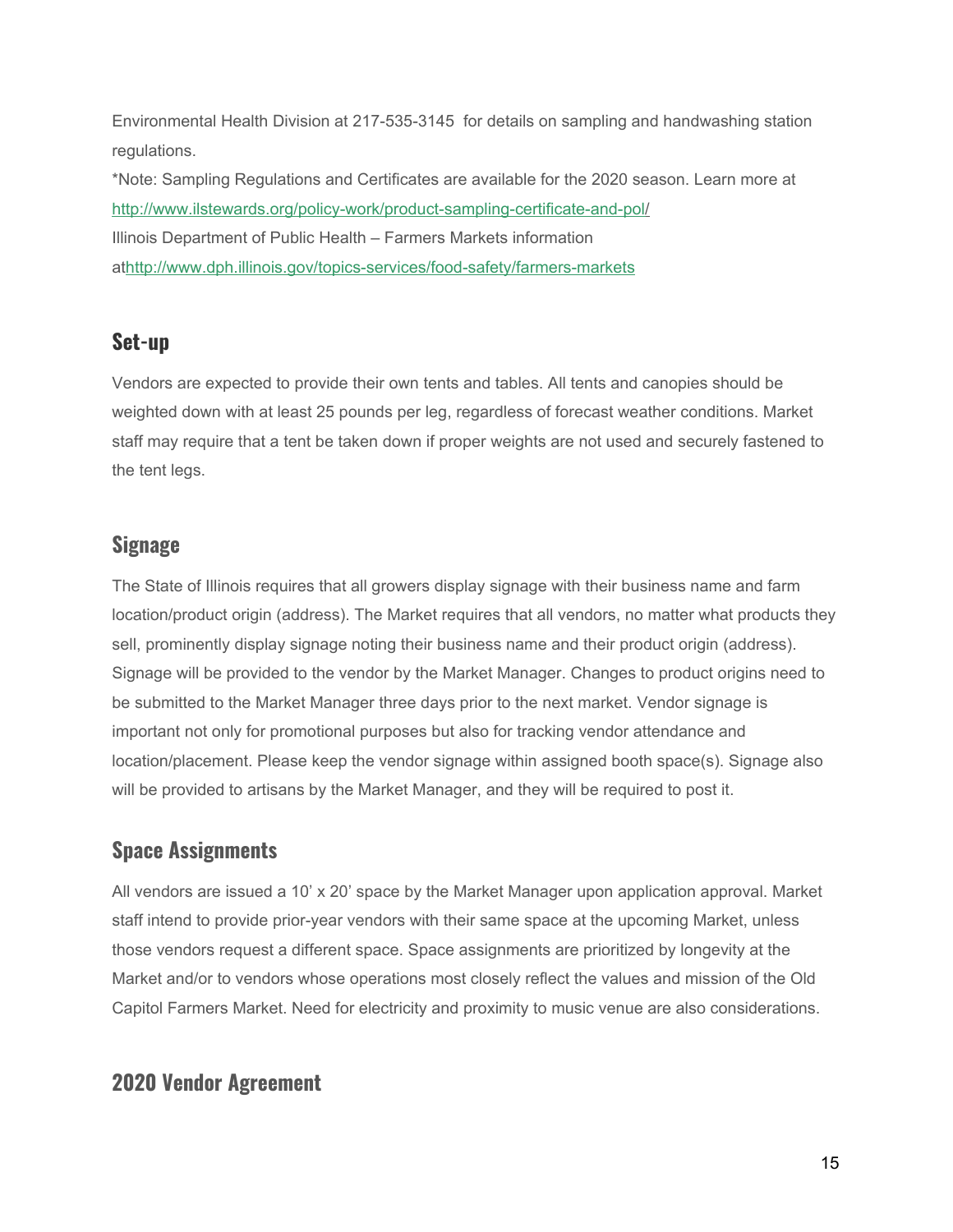Environmental Health Division at 217-535-3145 for details on sampling and handwashing station regulations.

*Note: Sampling Regulations and Certificates are available for the 2020 season. Learn more at http://www.ilstewards.org/policy-work/product-sampling-certificate-and-pol/

Illinois Department of Public Health – Farmers Markets information athttp://www.dph.illinois.gov/topics-services/food-safety/farmers-markets

## Set-up

Vendors are expected to provide their own tents and tables. All tents and canopies should be weighted down with at least 25 pounds per leg, regardless of forecast weather conditions. Market staff may require that a tent be taken down if proper weights are not used and securely fastened to the tent legs.

## Signage

The State of Illinois requires that all growers display signage with their business name and farm location/product origin (address). The Market requires that all vendors, no matter what products they sell, prominently display signage noting their business name and their product origin (address). Signage will be provided to the vendor by the Market Manager. Changes to product origins need to be submitted to the Market Manager three days prior to the next market. Vendor signage is important not only for promotional purposes but also for tracking vendor attendance and location/placement. Please keep the vendor signage within assigned booth space(s). Signage also will be provided to artisans by the Market Manager, and they will be required to post it.

## Space Assignments

All vendors are issued a 10' x 20' space by the Market Manager upon application approval. Market staff intend to provide prior-year vendors with their same space at the upcoming Market, unless those vendors request a different space. Space assignments are prioritized by longevity at the Market and/or to vendors whose operations most closely reflect the values and mission of the Old Capitol Farmers Market. Need for electricity and proximity to music venue are also considerations.

## 2020 Vendor Agreement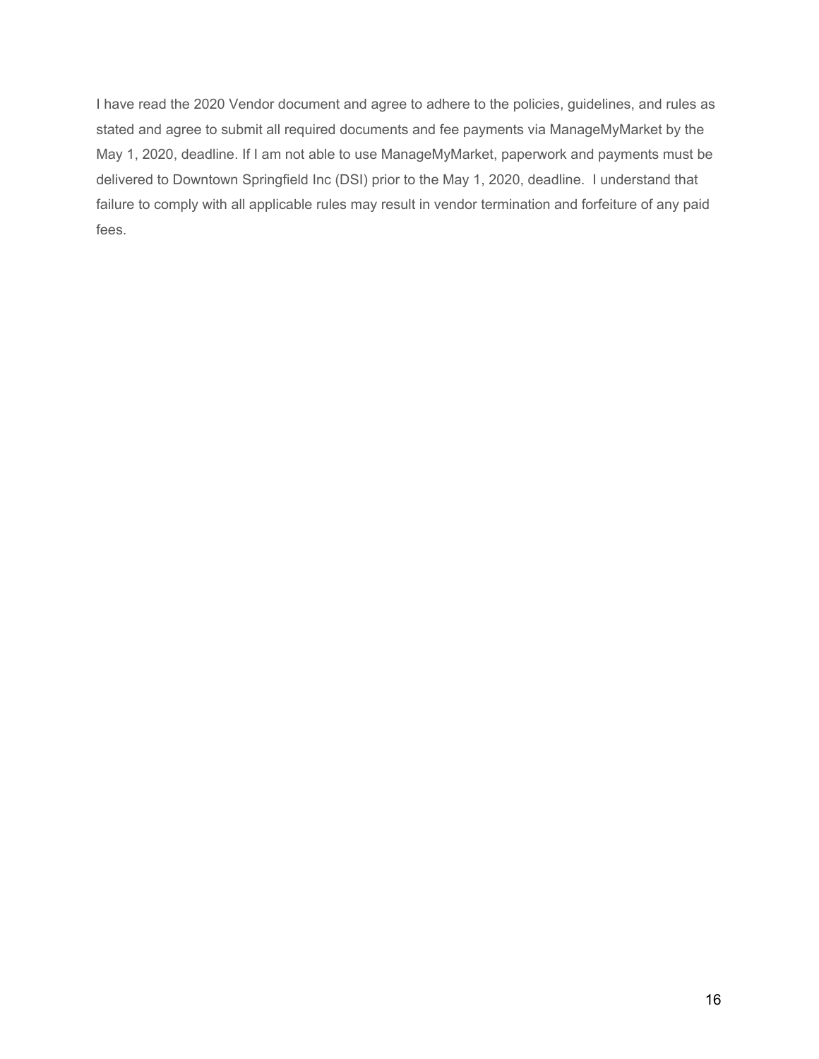I have read the 2020 Vendor document and agree to adhere to the policies, guidelines, and rules as stated and agree to submit all required documents and fee payments via ManageMyMarket by the May 1, 2020, deadline. If I am not able to use ManageMyMarket, paperwork and payments must be delivered to Downtown Springfield Inc (DSI) prior to the May 1, 2020, deadline. I understand that failure to comply with all applicable rules may result in vendor termination and forfeiture of any paid fees.